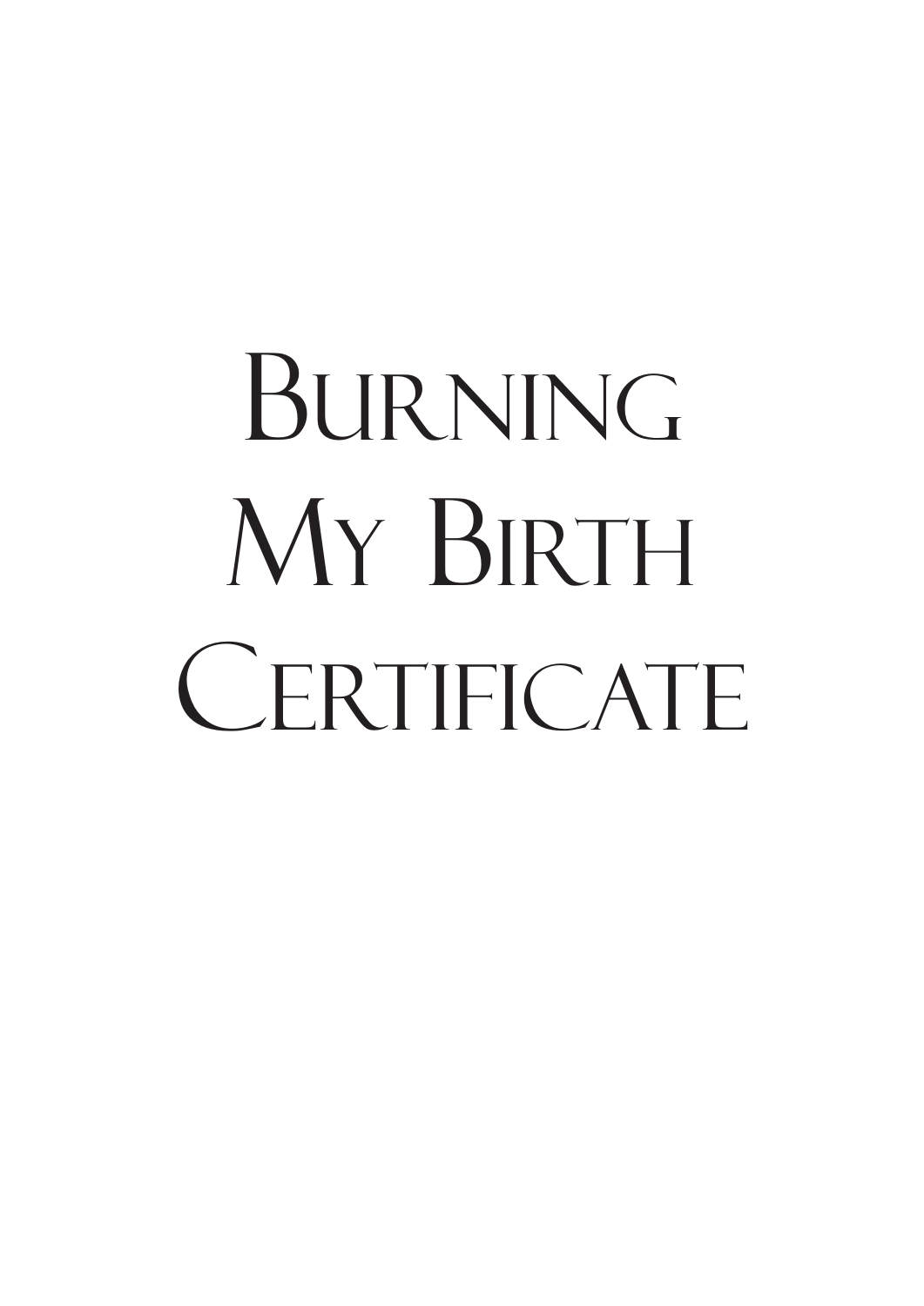# Burning My Birth Certificate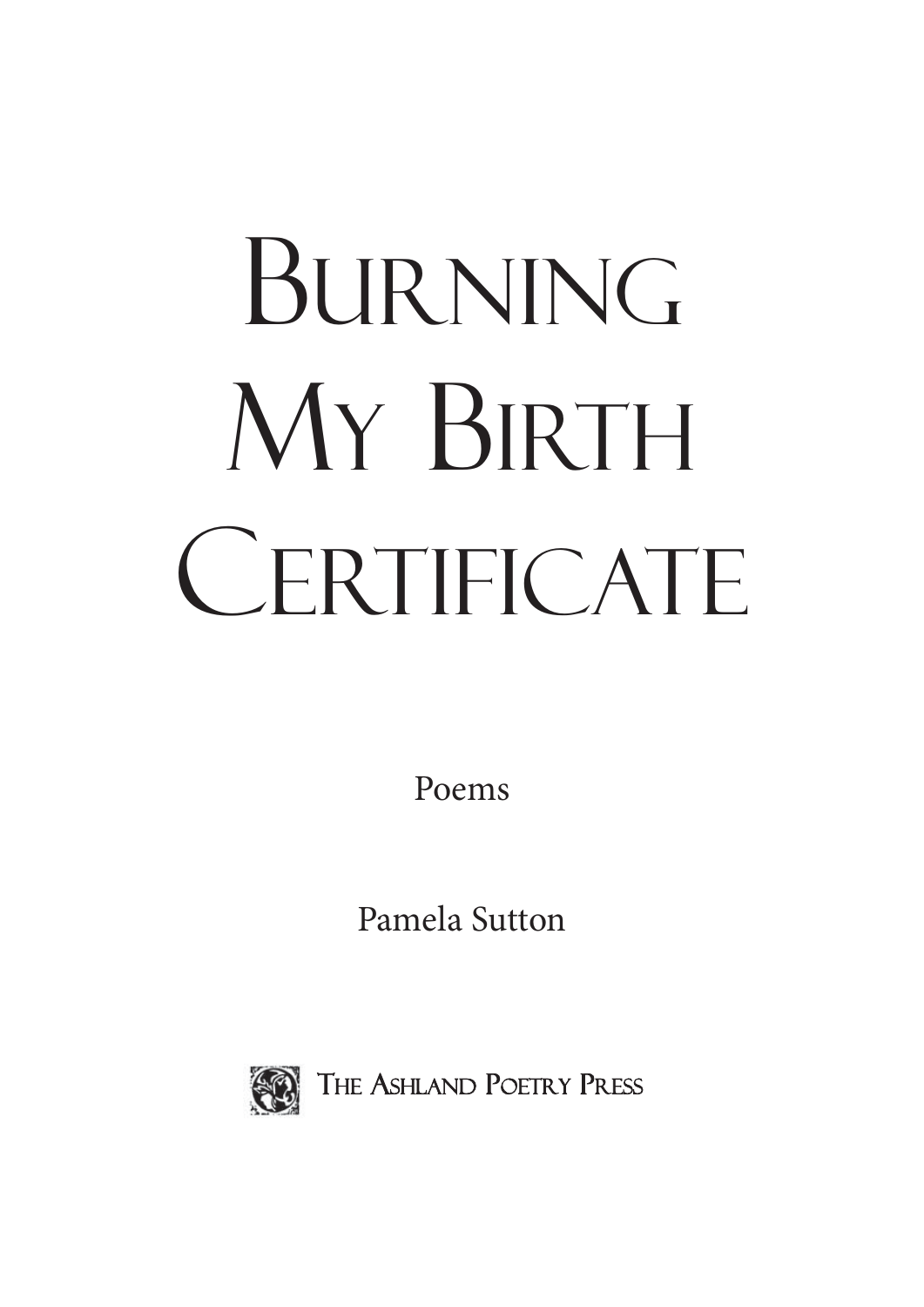# Burning My Birth Certificate

Poems

Pamela Sutton

The Ashland Poetry Press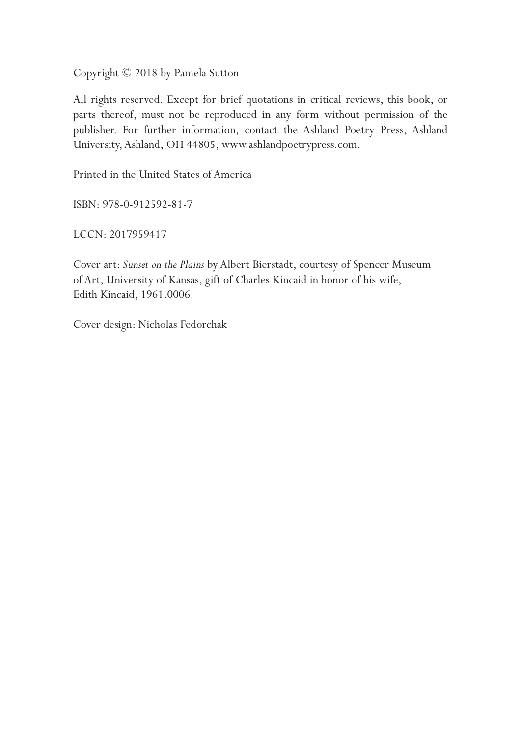Copyright © 2018 by Pamela Sutton

All rights reserved. Except for brief quotations in critical reviews, this book, or parts thereof, must not be reproduced in any form without permission of the publisher. For further information, contact the Ashland Poetry Press, Ashland University, Ashland, OH 44805, www.ashlandpoetrypress.com.

Printed in the United States of America

ISBN: 978-0-912592-81-7

LCCN: 2017959417

Cover art: *Sunset on the Plains* by Albert Bierstadt, courtesy of Spencer Museum of Art, University of Kansas, gift of Charles Kincaid in honor of his wife, Edith Kincaid, 1961.0006.

Cover design: Nicholas Fedorchak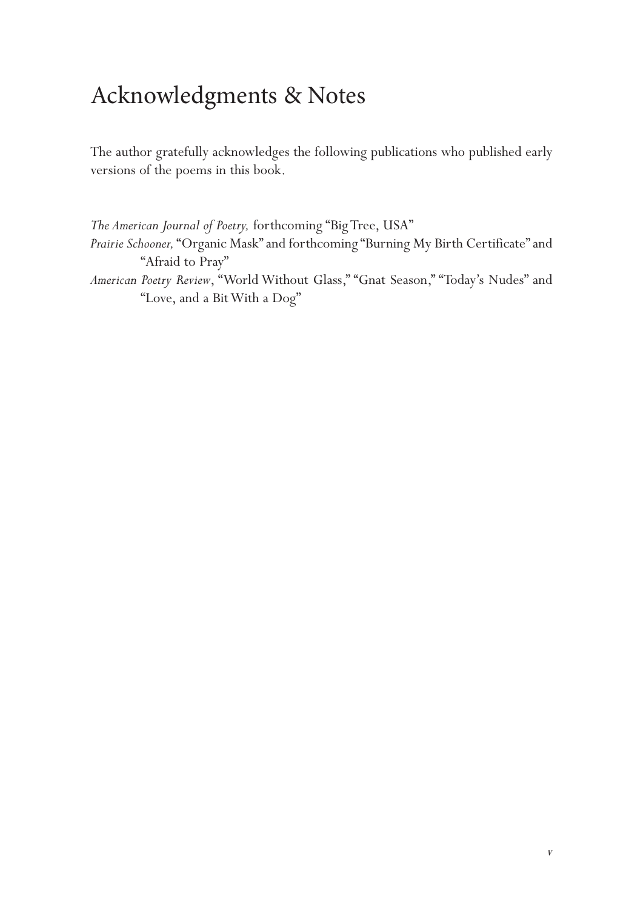# Acknowledgments & Notes

The author gratefully acknowledges the following publications who published early versions of the poems in this book.

*The American Journal of Poetry,* forthcoming "Big Tree, USA"
*Prairie Schooner,* "Organic Mask" and forthcoming "Burning My Birth Certificate" and "Afraid to Pray"
*American Poetry Review*, "World Without Glass," "Gnat Season," "Today's Nudes" and "Love, and a Bit With a Dog"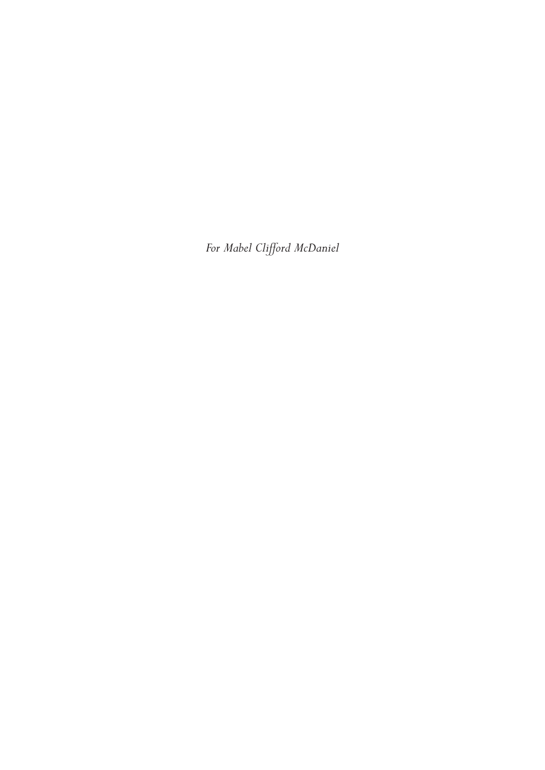*For Mabel Clifford McDaniel*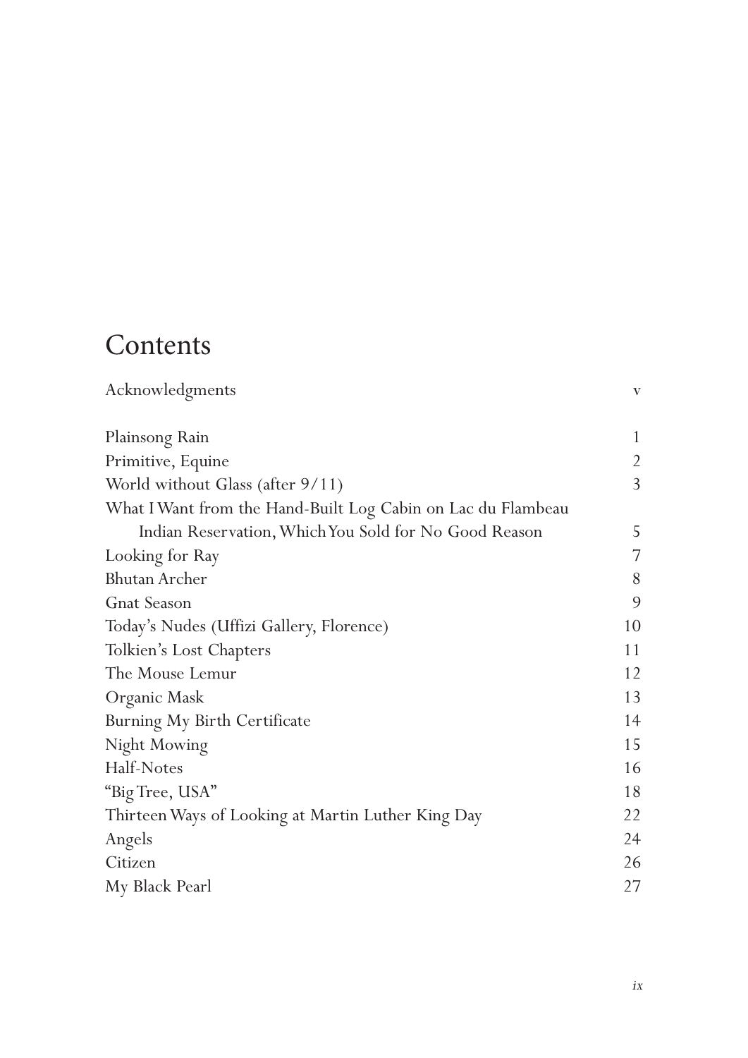# Contents

| | |
|---|---|
| Acknowledgments | v |
| | |
| Plainsong Rain | 1 |
| Primitive, Equine | 2 |
| World without Glass (after 9/11) | 3 |
| What I Want from the Hand-Built Log Cabin on Lac du Flambeau Indian Reservation, Which You Sold for No Good Reason | 5 |
| Looking for Ray | 7 |
| Bhutan Archer | 8 |
| Gnat Season | 9 |
| Today's Nudes (Uffizi Gallery, Florence) | 10 |
| Tolkien's Lost Chapters | 11 |
| The Mouse Lemur | 12 |
| Organic Mask | 13 |
| Burning My Birth Certificate | 14 |
| Night Mowing | 15 |
| Half-Notes | 16 |
| "Big Tree, USA" | 18 |
| Thirteen Ways of Looking at Martin Luther King Day | 22 |
| Angels | 24 |
| Citizen | 26 |
| My Black Pearl | 27 |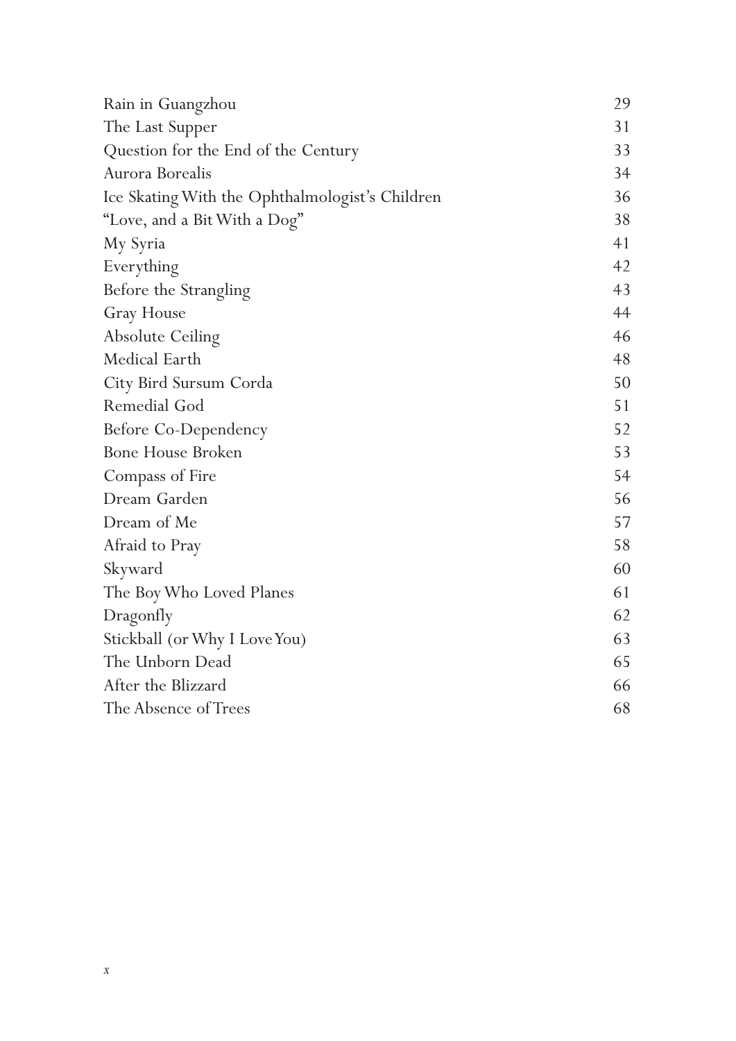| | |
|---|---|
| Rain in Guangzhou | 29 |
| The Last Supper | 31 |
| Question for the End of the Century | 33 |
| Aurora Borealis | 34 |
| Ice Skating With the Ophthalmologist's Children | 36 |
| "Love, and a Bit With a Dog" | 38 |
| My Syria | 41 |
| Everything | 42 |
| Before the Strangling | 43 |
| Gray House | 44 |
| Absolute Ceiling | 46 |
| Medical Earth | 48 |
| City Bird Sursum Corda | 50 |
| Remedial God | 51 |
| Before Co-Dependency | 52 |
| Bone House Broken | 53 |
| Compass of Fire | 54 |
| Dream Garden | 56 |
| Dream of Me | 57 |
| Afraid to Pray | 58 |
| Skyward | 60 |
| The Boy Who Loved Planes | 61 |
| Dragonfly | 62 |
| Stickball (or Why I Love You) | 63 |
| The Unborn Dead | 65 |
| After the Blizzard | 66 |
| The Absence of Trees | 68 |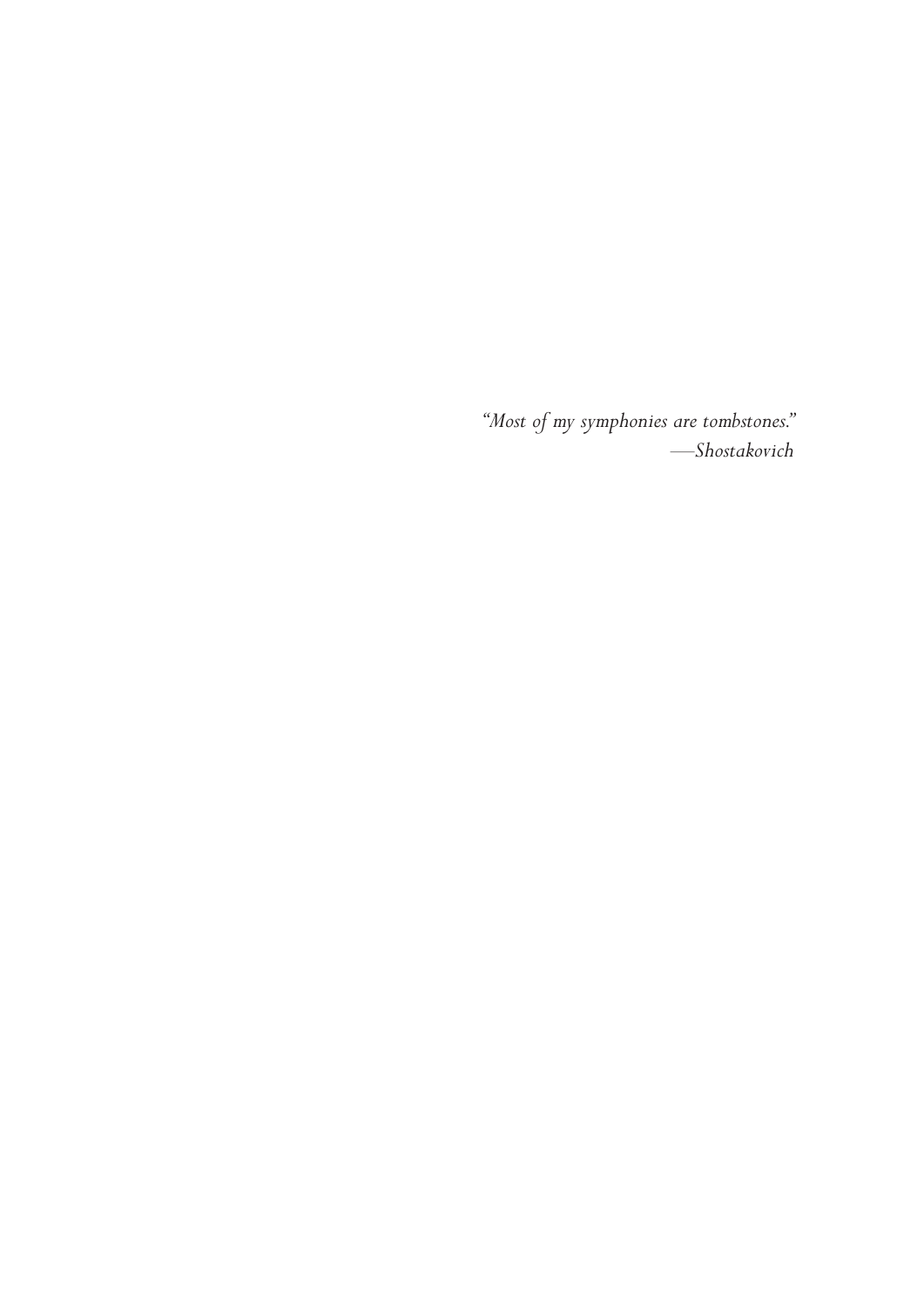*"Most of my symphonies are tombstones."*
*—Shostakovich*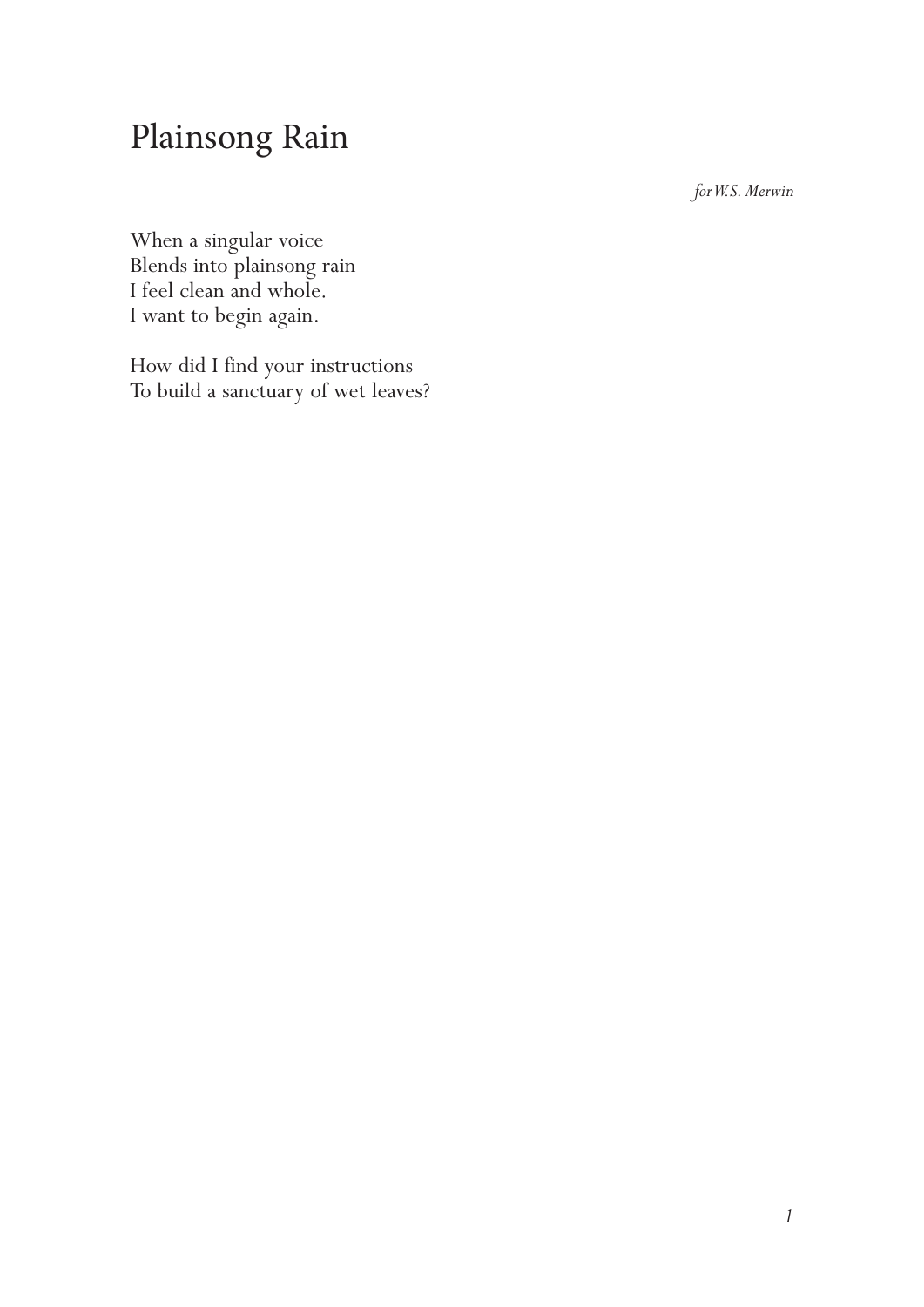# Plainsong Rain

*for W.S. Merwin*

When a singular voice
Blends into plainsong rain
I feel clean and whole.
I want to begin again.

How did I find your instructions
To build a sanctuary of wet leaves?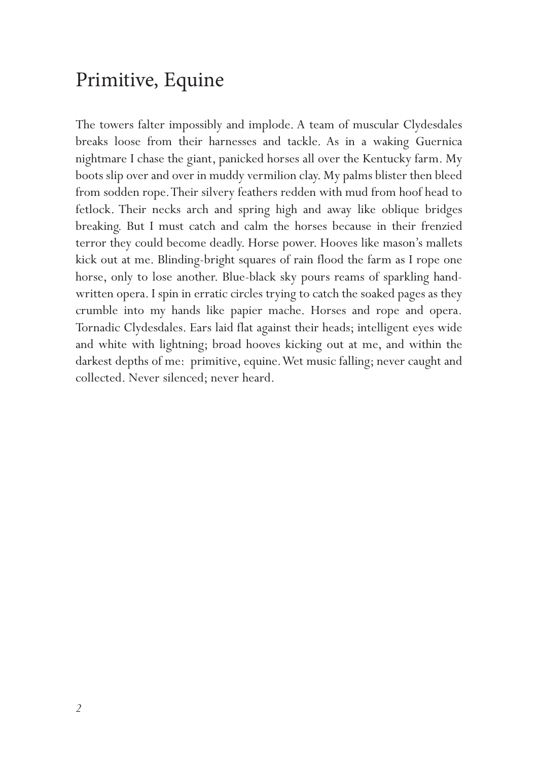# Primitive, Equine

The towers falter impossibly and implode. A team of muscular Clydesdales breaks loose from their harnesses and tackle. As in a waking Guernica nightmare I chase the giant, panicked horses all over the Kentucky farm. My boots slip over and over in muddy vermilion clay. My palms blister then bleed from sodden rope. Their silvery feathers redden with mud from hoof head to fetlock. Their necks arch and spring high and away like oblique bridges breaking. But I must catch and calm the horses because in their frenzied terror they could become deadly. Horse power. Hooves like mason's mallets kick out at me. Blinding-bright squares of rain flood the farm as I rope one horse, only to lose another. Blue-black sky pours reams of sparkling hand-written opera. I spin in erratic circles trying to catch the soaked pages as they crumble into my hands like papier mache. Horses and rope and opera. Tornadic Clydesdales. Ears laid flat against their heads; intelligent eyes wide and white with lightning; broad hooves kicking out at me, and within the darkest depths of me: primitive, equine. Wet music falling; never caught and collected. Never silenced; never heard.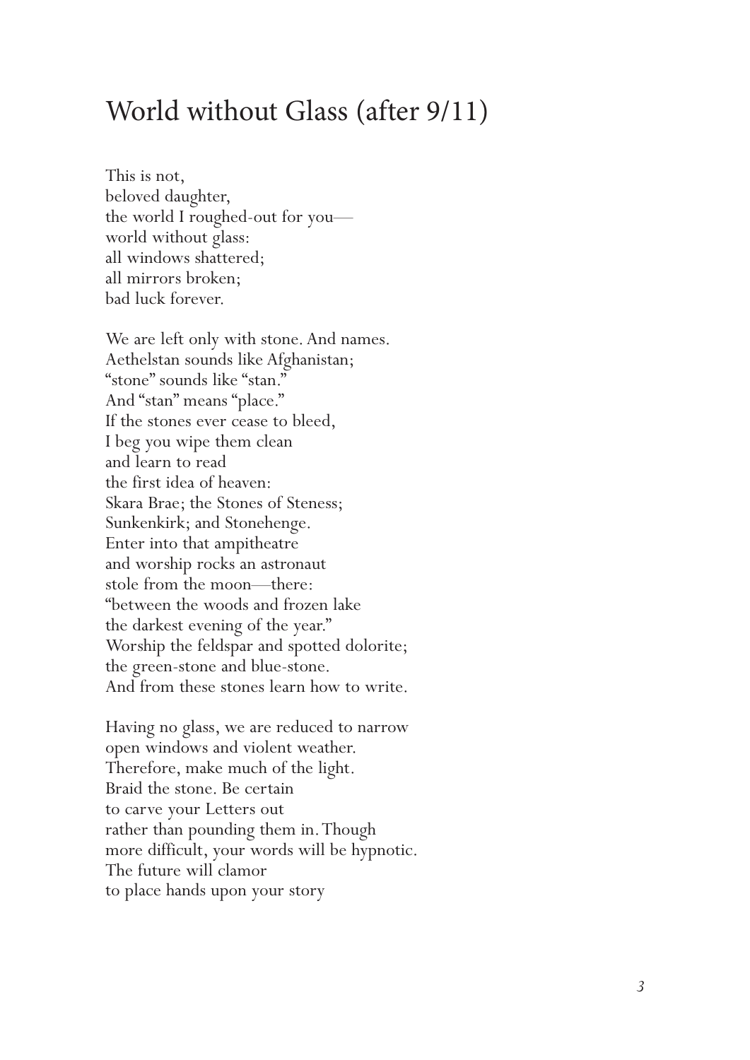# World without Glass (after 9/11)

This is not,  
beloved daughter,  
the world I roughed-out for you—  
world without glass:  
all windows shattered;  
all mirrors broken;  
bad luck forever.

We are left only with stone. And names.  
Aethelstan sounds like Afghanistan;  
“stone” sounds like “stan.”  
And “stan” means “place.”  
If the stones ever cease to bleed,  
I beg you wipe them clean  
and learn to read  
the first idea of heaven:  
Skara Brae; the Stones of Steness;  
Sunkenkirk; and Stonehenge.  
Enter into that ampitheatre  
and worship rocks an astronaut  
stole from the moon—there:  
“between the woods and frozen lake  
the darkest evening of the year.”  
Worship the feldspar and spotted dolorite;  
the green-stone and blue-stone.  
And from these stones learn how to write.

Having no glass, we are reduced to narrow  
open windows and violent weather.  
Therefore, make much of the light.  
Braid the stone. Be certain  
to carve your Letters out  
rather than pounding them in. Though  
more difficult, your words will be hypnotic.  
The future will clamor  
to place hands upon your story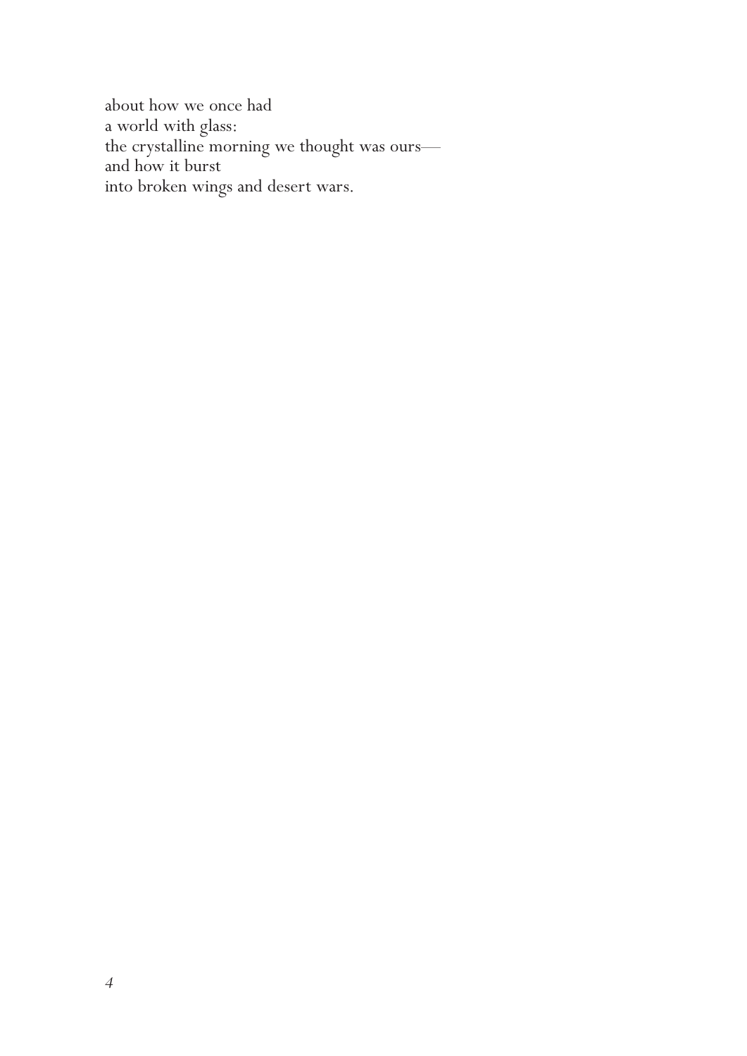about how we once had  
a world with glass:  
the crystalline morning we thought was ours—  
and how it burst  
into broken wings and desert wars.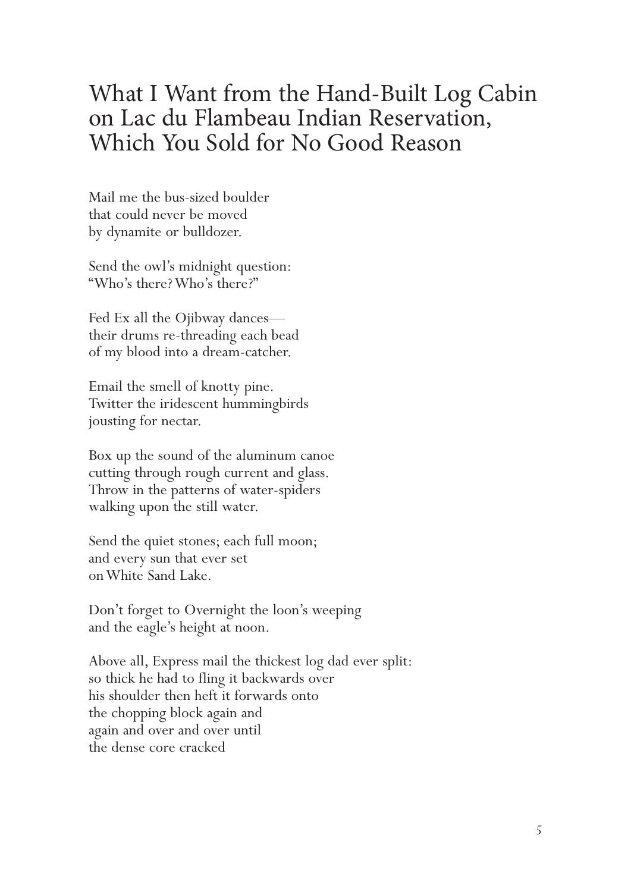# What I Want from the Hand-Built Log Cabin on Lac du Flambeau Indian Reservation, Which You Sold for No Good Reason

Mail me the bus-sized boulder  
that could never be moved  
by dynamite or bulldozer.

Send the owl's midnight question:  
"Who's there? Who's there?"

Fed Ex all the Ojibway dances—  
their drums re-threading each bead  
of my blood into a dream-catcher.

Email the smell of knotty pine.  
Twitter the iridescent hummingbirds  
jousting for nectar.

Box up the sound of the aluminum canoe  
cutting through rough current and glass.  
Throw in the patterns of water-spiders  
walking upon the still water.

Send the quiet stones; each full moon;  
and every sun that ever set  
on White Sand Lake.

Don't forget to Overnight the loon's weeping  
and the eagle's height at noon.

Above all, Express mail the thickest log dad ever split:  
so thick he had to fling it backwards over  
his shoulder then heft it forwards onto  
the chopping block again and  
again and over and over until  
the dense core cracked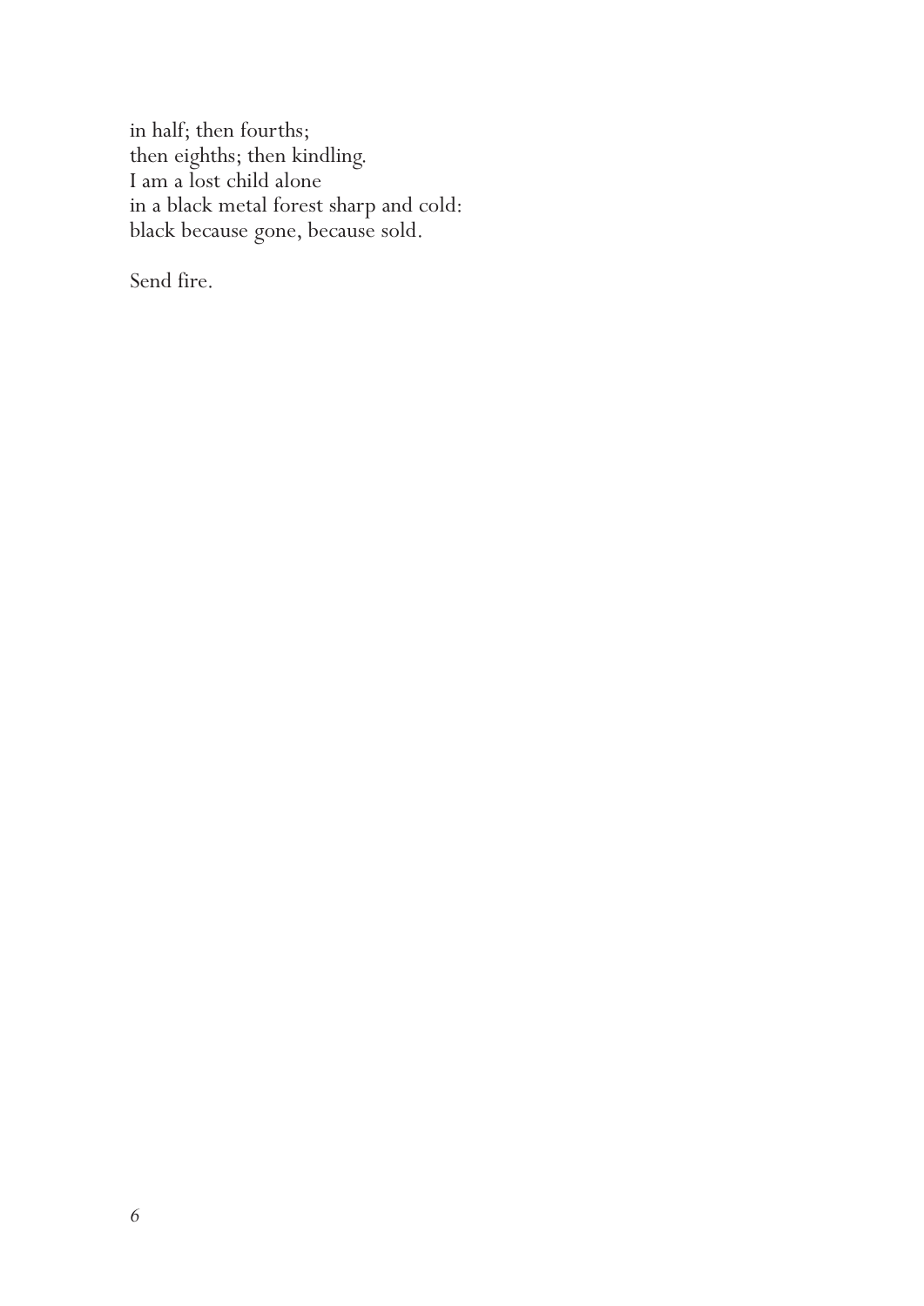in half; then fourths;  
then eighths; then kindling.  
I am a lost child alone  
in a black metal forest sharp and cold:  
black because gone, because sold.

Send fire.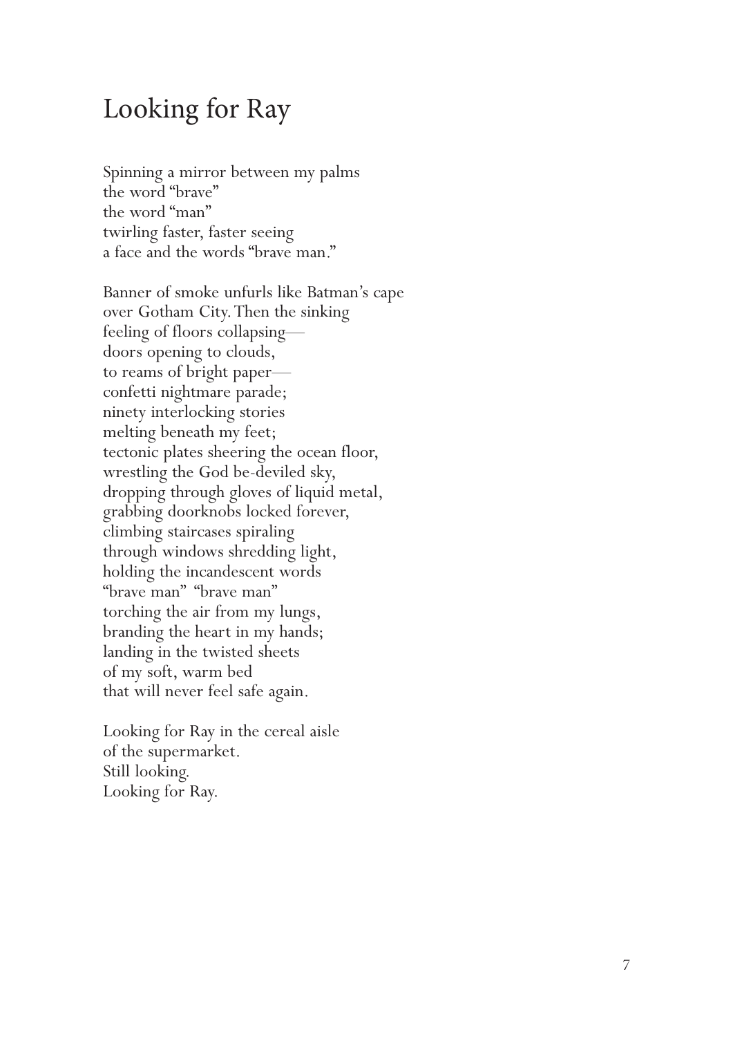# Looking for Ray

Spinning a mirror between my palms
the word "brave"
the word "man"
twirling faster, faster seeing
a face and the words "brave man."

Banner of smoke unfurls like Batman's cape
over Gotham City. Then the sinking
feeling of floors collapsing—
doors opening to clouds,
to reams of bright paper—
confetti nightmare parade;
ninety interlocking stories
melting beneath my feet;
tectonic plates sheering the ocean floor,
wrestling the God be-deviled sky,
dropping through gloves of liquid metal,
grabbing doorknobs locked forever,
climbing staircases spiraling
through windows shredding light,
holding the incandescent words
"brave man" "brave man"
torching the air from my lungs,
branding the heart in my hands;
landing in the twisted sheets
of my soft, warm bed
that will never feel safe again.

Looking for Ray in the cereal aisle
of the supermarket.
Still looking.
Looking for Ray.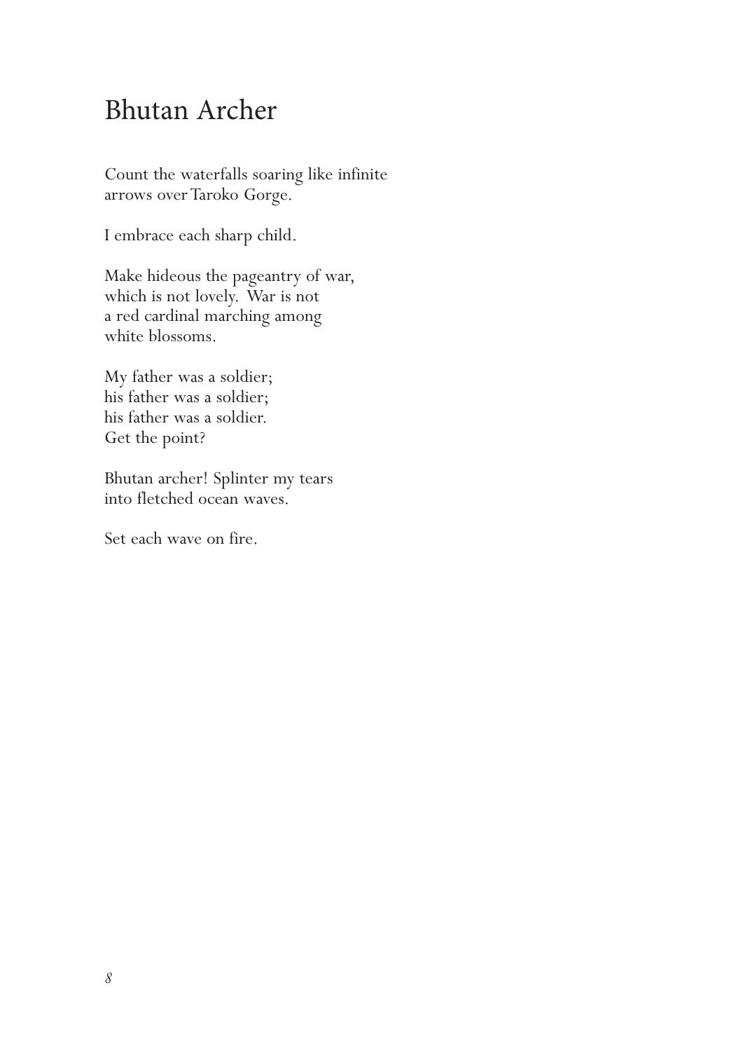# Bhutan Archer

Count the waterfalls soaring like infinite  
arrows over Taroko Gorge.

I embrace each sharp child.

Make hideous the pageantry of war,  
which is not lovely. War is not  
a red cardinal marching among  
white blossoms.

My father was a soldier;  
his father was a soldier;  
his father was a soldier.  
Get the point?

Bhutan archer! Splinter my tears  
into fletched ocean waves.

Set each wave on fire.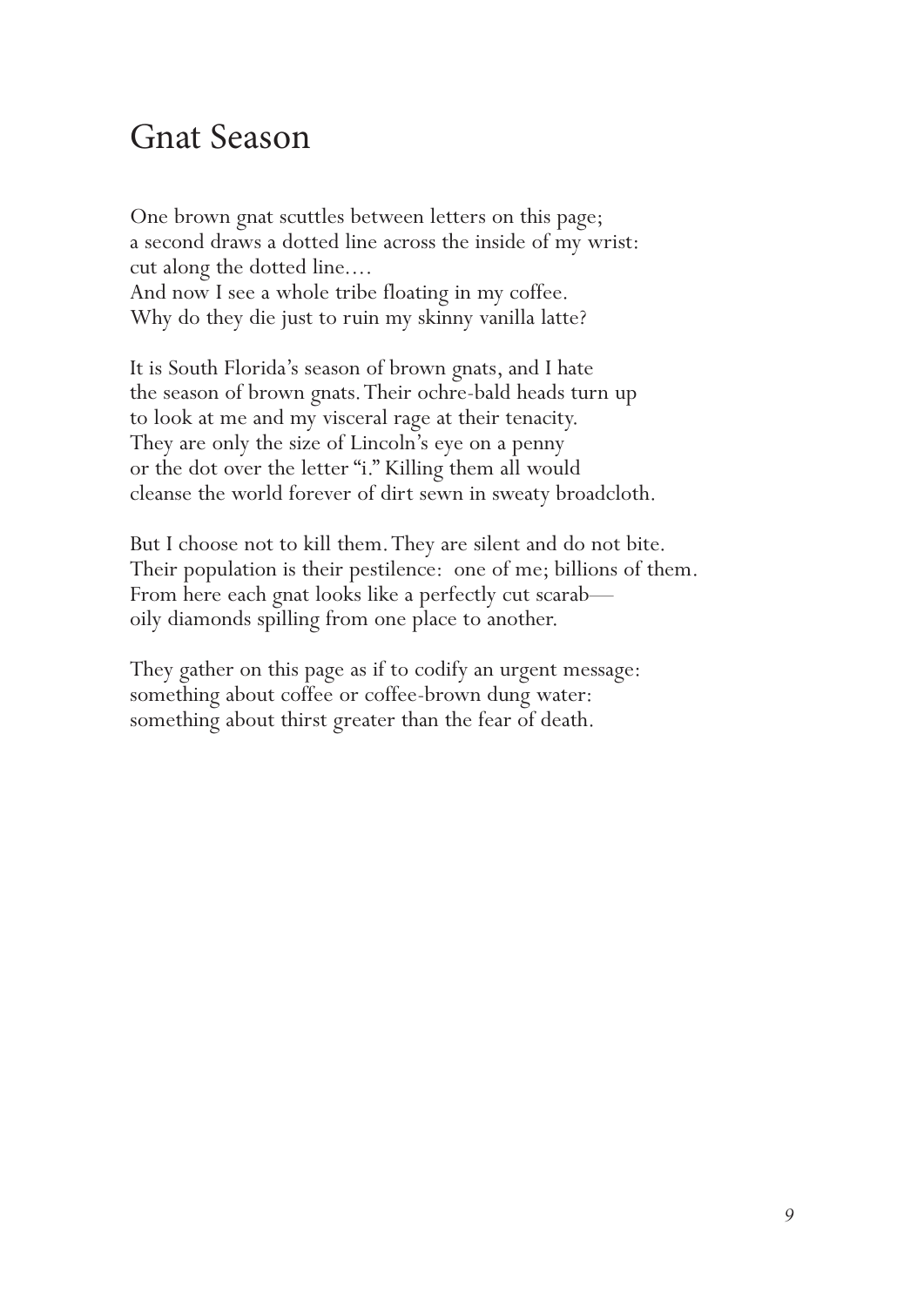# Gnat Season

One brown gnat scuttles between letters on this page;  
a second draws a dotted line across the inside of my wrist:  
cut along the dotted line....  
And now I see a whole tribe floating in my coffee.  
Why do they die just to ruin my skinny vanilla latte?

It is South Florida's season of brown gnats, and I hate  
the season of brown gnats. Their ochre-bald heads turn up  
to look at me and my visceral rage at their tenacity.  
They are only the size of Lincoln's eye on a penny  
or the dot over the letter "i." Killing them all would  
cleanse the world forever of dirt sewn in sweaty broadcloth.

But I choose not to kill them. They are silent and do not bite.  
Their population is their pestilence:  one of me; billions of them.  
From here each gnat looks like a perfectly cut scarab—  
oily diamonds spilling from one place to another.

They gather on this page as if to codify an urgent message:  
something about coffee or coffee-brown dung water:  
something about thirst greater than the fear of death.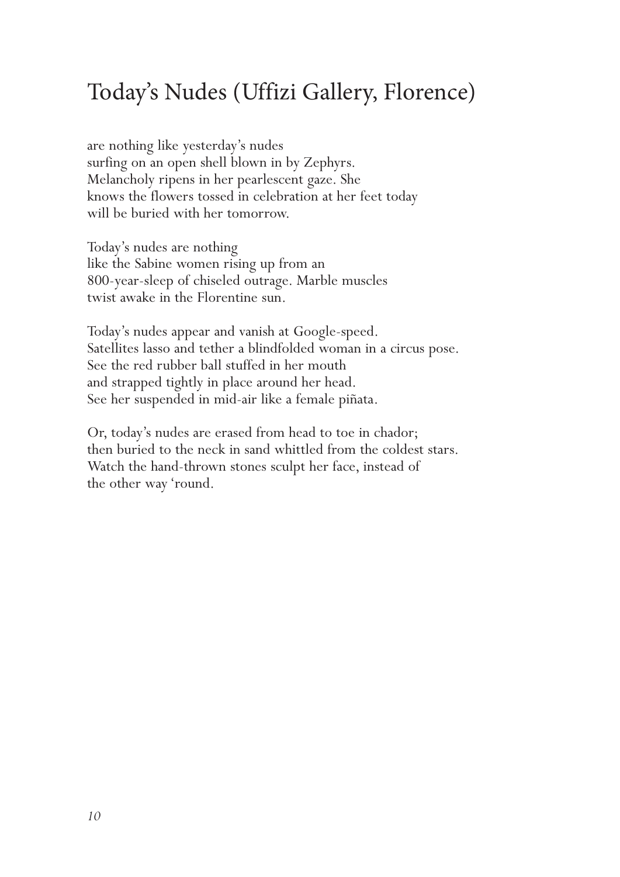# Today's Nudes (Uffizi Gallery, Florence)

are nothing like yesterday's nudes  
surfing on an open shell blown in by Zephyrs.  
Melancholy ripens in her pearlescent gaze. She  
knows the flowers tossed in celebration at her feet today  
will be buried with her tomorrow.

Today's nudes are nothing  
like the Sabine women rising up from an  
800-year-sleep of chiseled outrage. Marble muscles  
twist awake in the Florentine sun.

Today's nudes appear and vanish at Google-speed.  
Satellites lasso and tether a blindfolded woman in a circus pose.  
See the red rubber ball stuffed in her mouth  
and strapped tightly in place around her head.  
See her suspended in mid-air like a female piñata.

Or, today's nudes are erased from head to toe in chador;  
then buried to the neck in sand whittled from the coldest stars.  
Watch the hand-thrown stones sculpt her face, instead of  
the other way 'round.